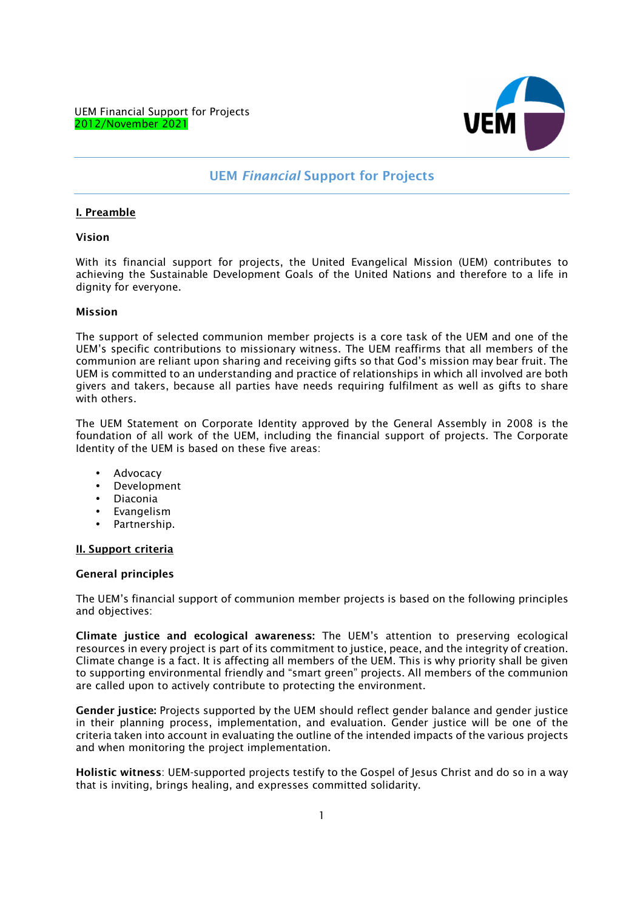UEM Financial Support for Projects
2012/November 2021

# UEM *Financial* Support for Projects

## I. Preamble

### Vision

With its financial support for projects, the United Evangelical Mission (UEM) contributes to achieving the Sustainable Development Goals of the United Nations and therefore to a life in dignity for everyone.

### Mission

The support of selected communion member projects is a core task of the UEM and one of the UEM's specific contributions to missionary witness. The UEM reaffirms that all members of the communion are reliant upon sharing and receiving gifts so that God's mission may bear fruit. The UEM is committed to an understanding and practice of relationships in which all involved are both givers and takers, because all parties have needs requiring fulfilment as well as gifts to share with others.

The UEM Statement on Corporate Identity approved by the General Assembly in 2008 is the foundation of all work of the UEM, including the financial support of projects. The Corporate Identity of the UEM is based on these five areas:

- Advocacy
- Development
- Diaconia
- Evangelism
- Partnership.

## II. Support criteria

### General principles

The UEM's financial support of communion member projects is based on the following principles and objectives:

**Climate justice and ecological awareness:** The UEM's attention to preserving ecological resources in every project is part of its commitment to justice, peace, and the integrity of creation. Climate change is a fact. It is affecting all members of the UEM. This is why priority shall be given to supporting environmental friendly and "smart green" projects. All members of the communion are called upon to actively contribute to protecting the environment.

**Gender justice:** Projects supported by the UEM should reflect gender balance and gender justice in their planning process, implementation, and evaluation. Gender justice will be one of the criteria taken into account in evaluating the outline of the intended impacts of the various projects and when monitoring the project implementation.

**Holistic witness**: UEM-supported projects testify to the Gospel of Jesus Christ and do so in a way that is inviting, brings healing, and expresses committed solidarity.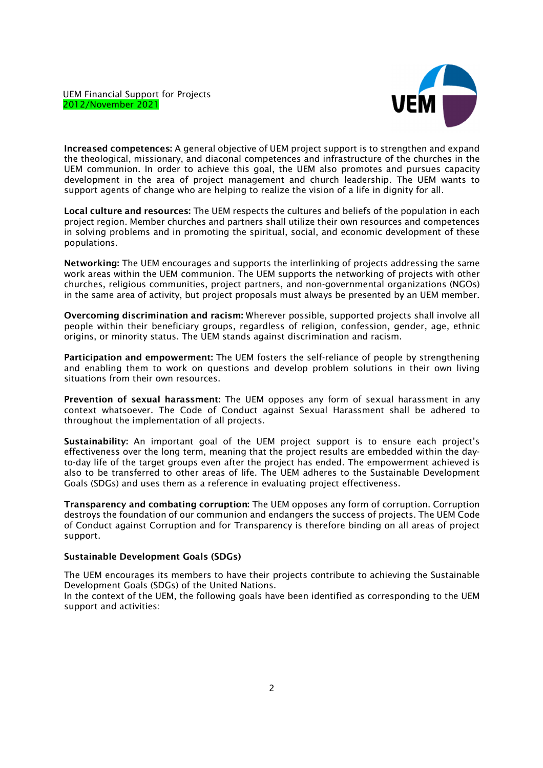**Increased competences:** A general objective of UEM project support is to strengthen and expand the theological, missionary, and diaconal competences and infrastructure of the churches in the UEM communion. In order to achieve this goal, the UEM also promotes and pursues capacity development in the area of project management and church leadership. The UEM wants to support agents of change who are helping to realize the vision of a life in dignity for all.

**Local culture and resources:** The UEM respects the cultures and beliefs of the population in each project region. Member churches and partners shall utilize their own resources and competences in solving problems and in promoting the spiritual, social, and economic development of these populations.

**Networking:** The UEM encourages and supports the interlinking of projects addressing the same work areas within the UEM communion. The UEM supports the networking of projects with other churches, religious communities, project partners, and non-governmental organizations (NGOs) in the same area of activity, but project proposals must always be presented by an UEM member.

**Overcoming discrimination and racism:** Wherever possible, supported projects shall involve all people within their beneficiary groups, regardless of religion, confession, gender, age, ethnic origins, or minority status. The UEM stands against discrimination and racism.

**Participation and empowerment:** The UEM fosters the self-reliance of people by strengthening and enabling them to work on questions and develop problem solutions in their own living situations from their own resources.

**Prevention of sexual harassment:** The UEM opposes any form of sexual harassment in any context whatsoever. The Code of Conduct against Sexual Harassment shall be adhered to throughout the implementation of all projects.

**Sustainability:** An important goal of the UEM project support is to ensure each project's effectiveness over the long term, meaning that the project results are embedded within the day-to-day life of the target groups even after the project has ended. The empowerment achieved is also to be transferred to other areas of life. The UEM adheres to the Sustainable Development Goals (SDGs) and uses them as a reference in evaluating project effectiveness.

**Transparency and combating corruption:** The UEM opposes any form of corruption. Corruption destroys the foundation of our communion and endangers the success of projects. The UEM Code of Conduct against Corruption and for Transparency is therefore binding on all areas of project support.

**Sustainable Development Goals (SDGs)**

The UEM encourages its members to have their projects contribute to achieving the Sustainable Development Goals (SDGs) of the United Nations.
In the context of the UEM, the following goals have been identified as corresponding to the UEM support and activities: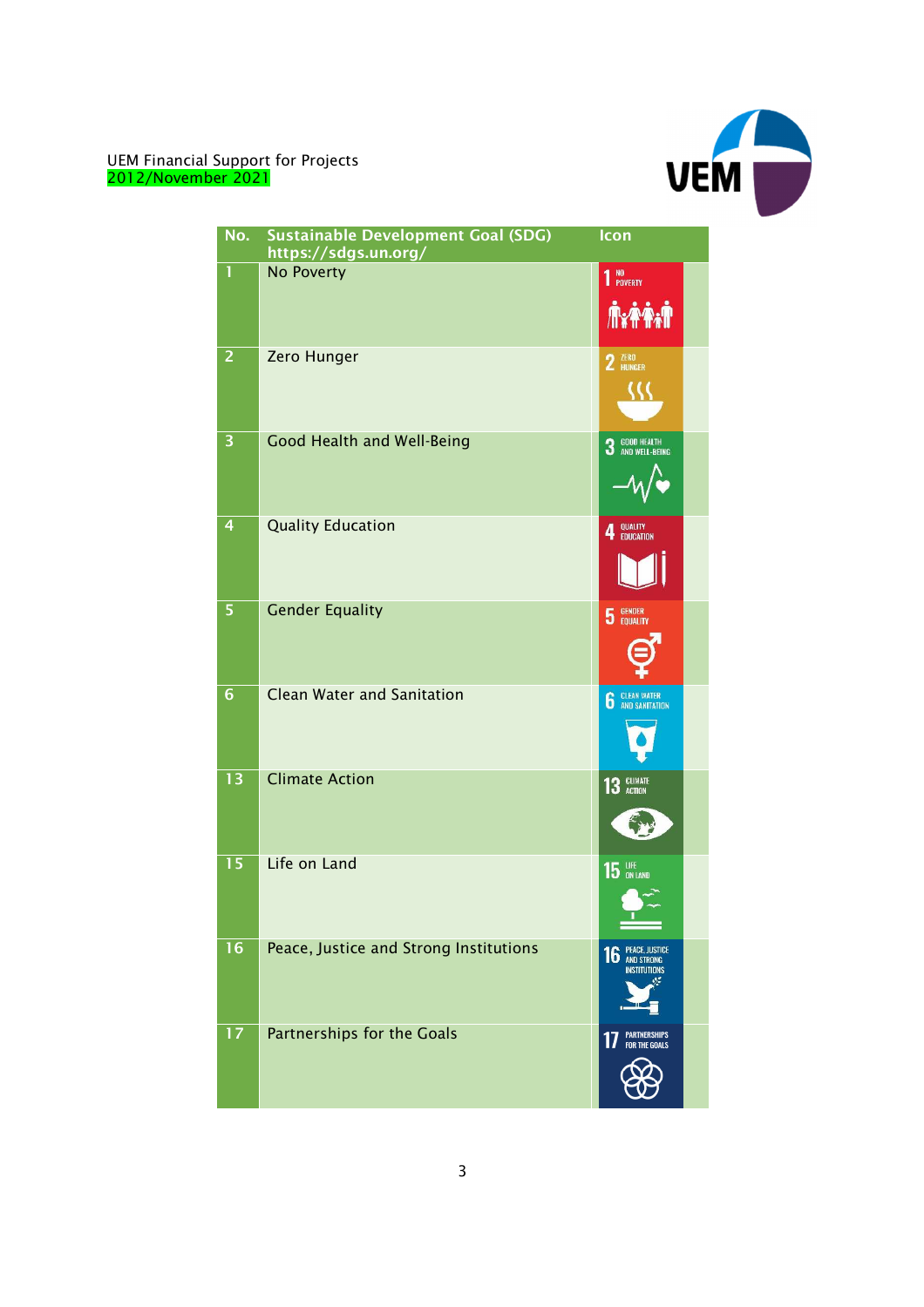UEM Financial Support for Projects
2012/November 2021

| No. | Sustainable Development Goal (SDG) https://sdgs.un.org/ | Icon |
|---|---|---|
| 1 | No Poverty | 1 NO POVERTY |
| 2 | Zero Hunger | 2 ZERO HUNGER |
| 3 | Good Health and Well-Being | 3 GOOD HEALTH AND WELL-BEING |
| 4 | Quality Education | 4 QUALITY EDUCATION |
| 5 | Gender Equality | 5 GENDER EQUALITY |
| 6 | Clean Water and Sanitation | 6 CLEAN WATER AND SANITATION |
| 13 | Climate Action | 13 CLIMATE ACTION |
| 15 | Life on Land | 15 LIFE ON LAND |
| 16 | Peace, Justice and Strong Institutions | 16 PEACE, JUSTICE AND STRONG INSTITUTIONS |
| 17 | Partnerships for the Goals | 17 PARTNERSHIPS FOR THE GOALS |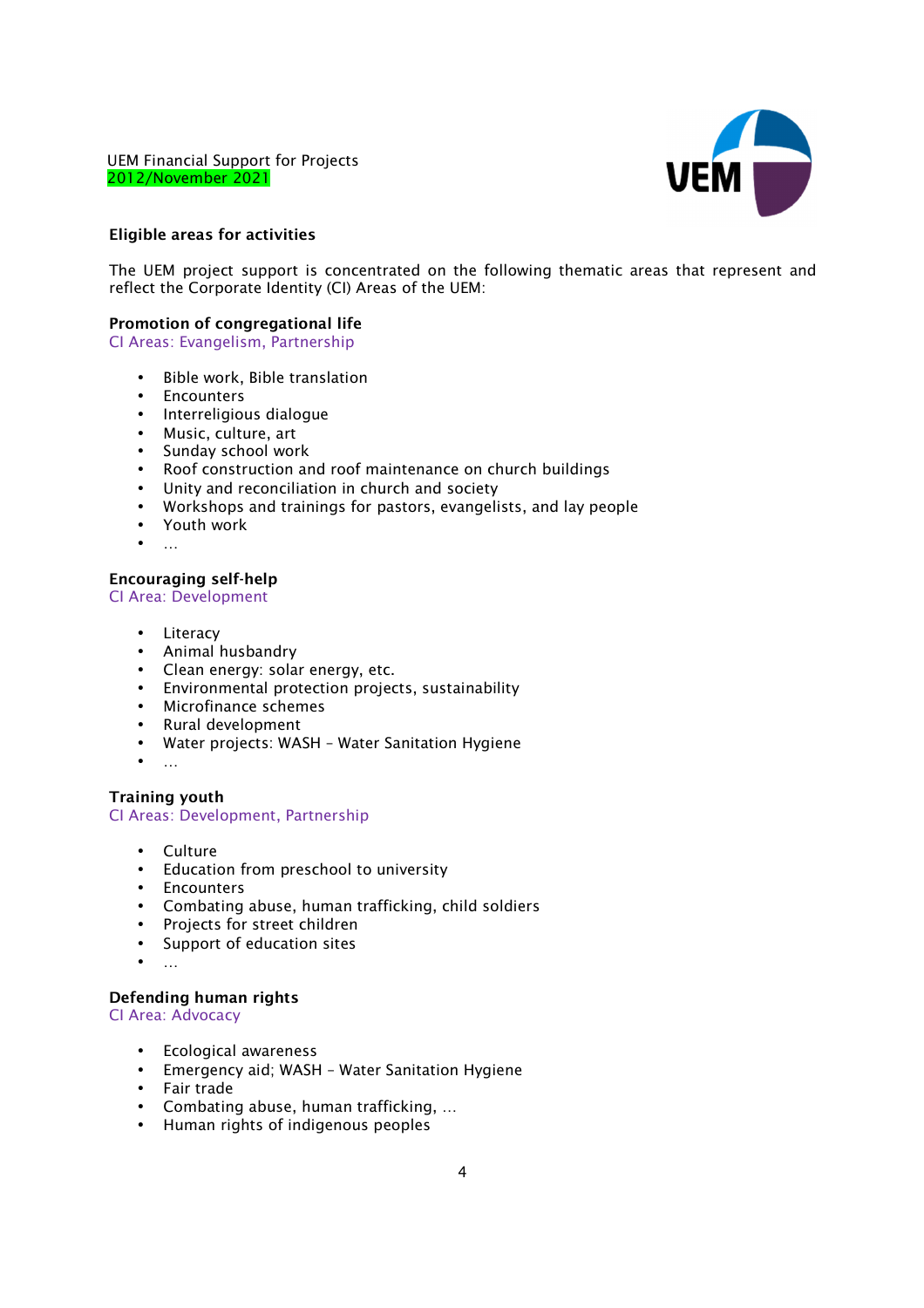UEM Financial Support for Projects
2012/November 2021

**Eligible areas for activities**

The UEM project support is concentrated on the following thematic areas that represent and reflect the Corporate Identity (CI) Areas of the UEM:

**Promotion of congregational life**
CI Areas: Evangelism, Partnership

- Bible work, Bible translation
- Encounters
- Interreligious dialogue
- Music, culture, art
- Sunday school work
- Roof construction and roof maintenance on church buildings
- Unity and reconciliation in church and society
- Workshops and trainings for pastors, evangelists, and lay people
- Youth work
- …

**Encouraging self-help**
CI Area: Development

- Literacy
- Animal husbandry
- Clean energy: solar energy, etc.
- Environmental protection projects, sustainability
- Microfinance schemes
- Rural development
- Water projects: WASH – Water Sanitation Hygiene
- …

**Training youth**
CI Areas: Development, Partnership

- Culture
- Education from preschool to university
- Encounters
- Combating abuse, human trafficking, child soldiers
- Projects for street children
- Support of education sites
- …

**Defending human rights**
CI Area: Advocacy

- Ecological awareness
- Emergency aid; WASH – Water Sanitation Hygiene
- Fair trade
- Combating abuse, human trafficking, …
- Human rights of indigenous peoples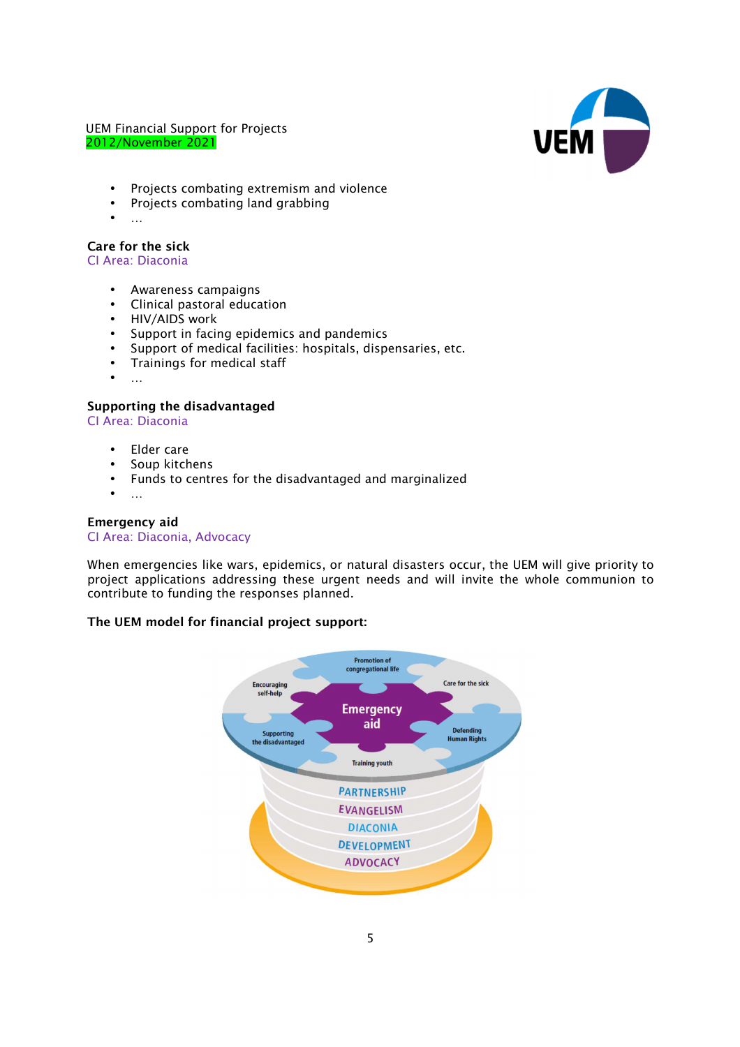- Projects combating extremism and violence
- Projects combating land grabbing
- …

**Care for the sick**
CI Area: Diaconia

- Awareness campaigns
- Clinical pastoral education
- HIV/AIDS work
- Support in facing epidemics and pandemics
- Support of medical facilities: hospitals, dispensaries, etc.
- Trainings for medical staff
- …

**Supporting the disadvantaged**
CI Area: Diaconia

- Elder care
- Soup kitchens
- Funds to centres for the disadvantaged and marginalized
- …

**Emergency aid**
CI Area: Diaconia, Advocacy

When emergencies like wars, epidemics, or natural disasters occur, the UEM will give priority to project applications addressing these urgent needs and will invite the whole communion to contribute to funding the responses planned.

**The UEM model for financial project support:**

Promotion of congregational life
Encouraging self-help
Care for the sick
Emergency aid
Supporting the disadvantaged
Defending Human Rights
Training youth

PARTNERSHIP
EVANGELISM
DIACONIA
DEVELOPMENT
ADVOCACY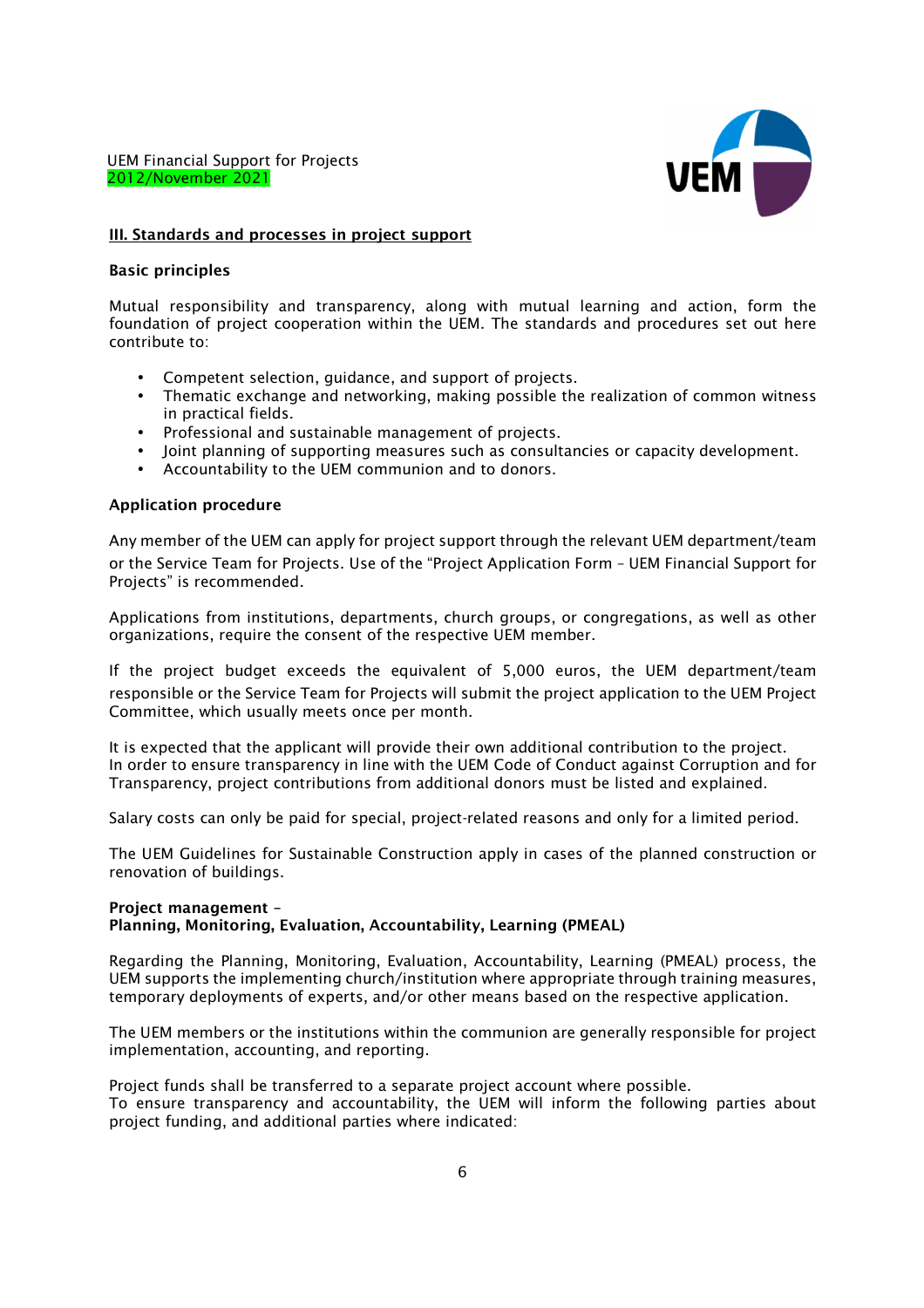## III. Standards and processes in project support

### Basic principles

Mutual responsibility and transparency, along with mutual learning and action, form the foundation of project cooperation within the UEM. The standards and procedures set out here contribute to:

- Competent selection, guidance, and support of projects.
- Thematic exchange and networking, making possible the realization of common witness in practical fields.
- Professional and sustainable management of projects.
- Joint planning of supporting measures such as consultancies or capacity development.
- Accountability to the UEM communion and to donors.

### Application procedure

Any member of the UEM can apply for project support through the relevant UEM department/team or the Service Team for Projects. Use of the "Project Application Form – UEM Financial Support for Projects" is recommended.

Applications from institutions, departments, church groups, or congregations, as well as other organizations, require the consent of the respective UEM member.

If the project budget exceeds the equivalent of 5,000 euros, the UEM department/team responsible or the Service Team for Projects will submit the project application to the UEM Project Committee, which usually meets once per month.

It is expected that the applicant will provide their own additional contribution to the project. In order to ensure transparency in line with the UEM Code of Conduct against Corruption and for Transparency, project contributions from additional donors must be listed and explained.

Salary costs can only be paid for special, project-related reasons and only for a limited period.

The UEM Guidelines for Sustainable Construction apply in cases of the planned construction or renovation of buildings.

### Project management – Planning, Monitoring, Evaluation, Accountability, Learning (PMEAL)

Regarding the Planning, Monitoring, Evaluation, Accountability, Learning (PMEAL) process, the UEM supports the implementing church/institution where appropriate through training measures, temporary deployments of experts, and/or other means based on the respective application.

The UEM members or the institutions within the communion are generally responsible for project implementation, accounting, and reporting.

Project funds shall be transferred to a separate project account where possible.
To ensure transparency and accountability, the UEM will inform the following parties about project funding, and additional parties where indicated: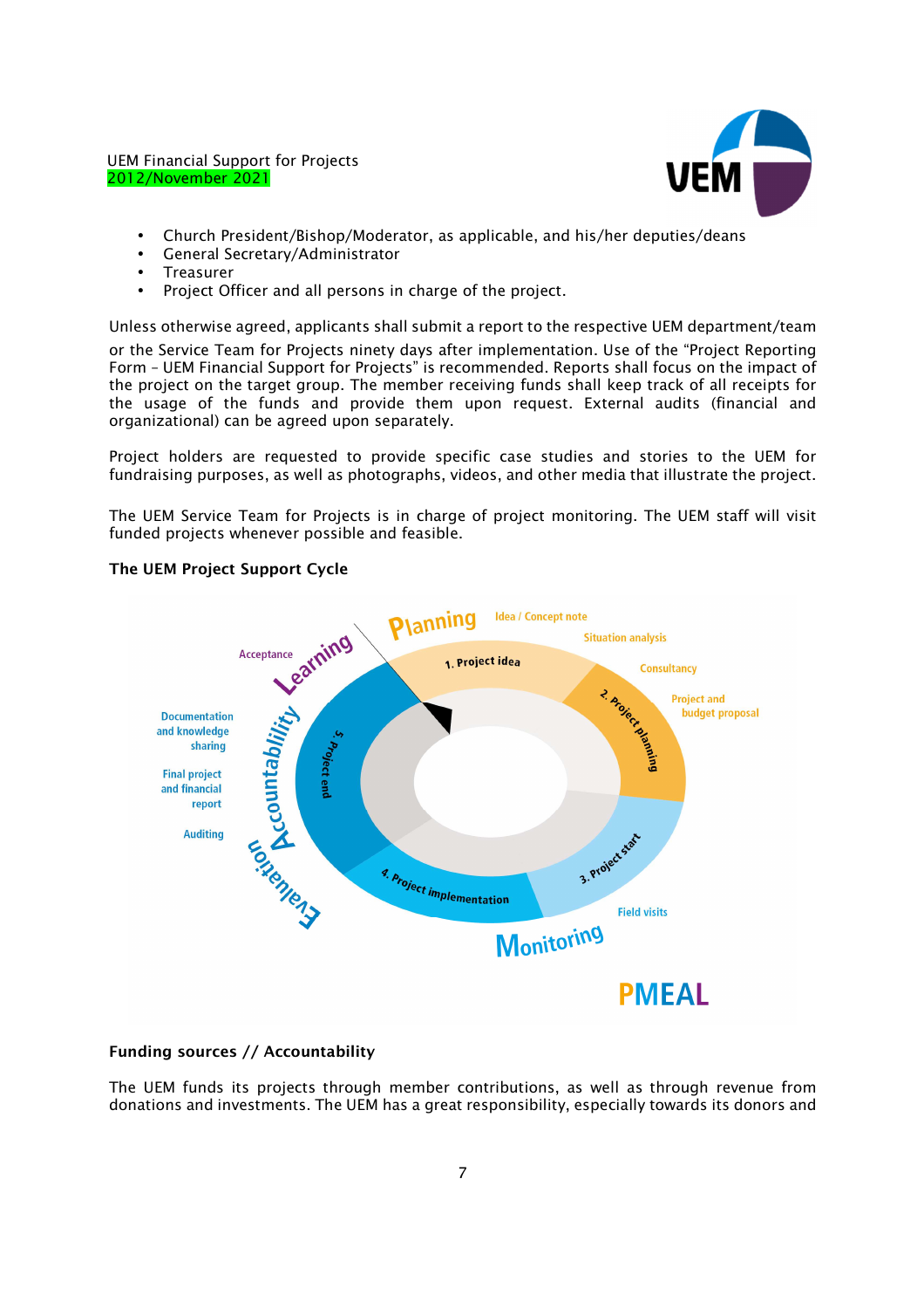- Church President/Bishop/Moderator, as applicable, and his/her deputies/deans
- General Secretary/Administrator
- Treasurer
- Project Officer and all persons in charge of the project.

Unless otherwise agreed, applicants shall submit a report to the respective UEM department/team or the Service Team for Projects ninety days after implementation. Use of the "Project Reporting Form – UEM Financial Support for Projects" is recommended. Reports shall focus on the impact of the project on the target group. The member receiving funds shall keep track of all receipts for the usage of the funds and provide them upon request. External audits (financial and organizational) can be agreed upon separately.

Project holders are requested to provide specific case studies and stories to the UEM for fundraising purposes, as well as photographs, videos, and other media that illustrate the project.

The UEM Service Team for Projects is in charge of project monitoring. The UEM staff will visit funded projects whenever possible and feasible.

**The UEM Project Support Cycle**

Planning: Idea / Concept note; Situation analysis; Consultancy; Project and budget proposal

1. Project idea
2. Project planning
3. Project start
4. Project implementation
5. Project end

Monitoring: Field visits

Evaluation: Auditing

Accountability: Final project and financial report; Documentation and knowledge sharing

Learning: Acceptance

PMEAL

**Funding sources // Accountability**

The UEM funds its projects through member contributions, as well as through revenue from donations and investments. The UEM has a great responsibility, especially towards its donors and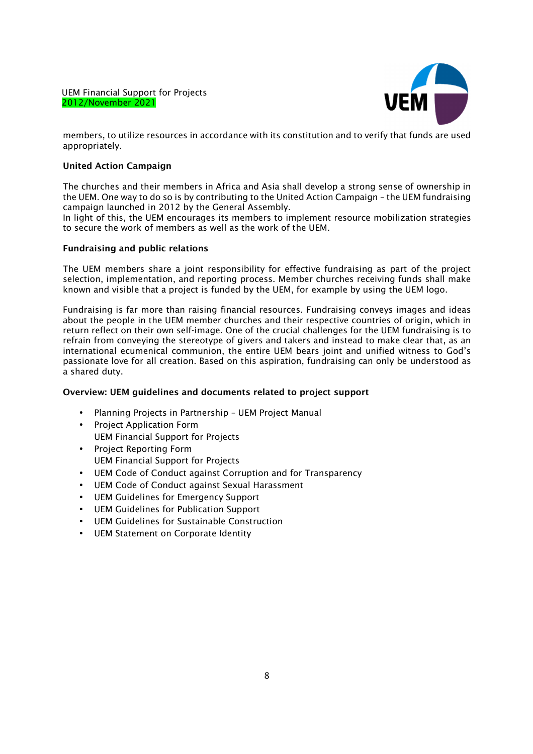members, to utilize resources in accordance with its constitution and to verify that funds are used appropriately.

**United Action Campaign**

The churches and their members in Africa and Asia shall develop a strong sense of ownership in the UEM. One way to do so is by contributing to the United Action Campaign – the UEM fundraising campaign launched in 2012 by the General Assembly.
In light of this, the UEM encourages its members to implement resource mobilization strategies to secure the work of members as well as the work of the UEM.

**Fundraising and public relations**

The UEM members share a joint responsibility for effective fundraising as part of the project selection, implementation, and reporting process. Member churches receiving funds shall make known and visible that a project is funded by the UEM, for example by using the UEM logo.

Fundraising is far more than raising financial resources. Fundraising conveys images and ideas about the people in the UEM member churches and their respective countries of origin, which in return reflect on their own self-image. One of the crucial challenges for the UEM fundraising is to refrain from conveying the stereotype of givers and takers and instead to make clear that, as an international ecumenical communion, the entire UEM bears joint and unified witness to God's passionate love for all creation. Based on this aspiration, fundraising can only be understood as a shared duty.

**Overview: UEM guidelines and documents related to project support**

- Planning Projects in Partnership – UEM Project Manual
- Project Application Form
  UEM Financial Support for Projects
- Project Reporting Form
  UEM Financial Support for Projects
- UEM Code of Conduct against Corruption and for Transparency
- UEM Code of Conduct against Sexual Harassment
- UEM Guidelines for Emergency Support
- UEM Guidelines for Publication Support
- UEM Guidelines for Sustainable Construction
- UEM Statement on Corporate Identity